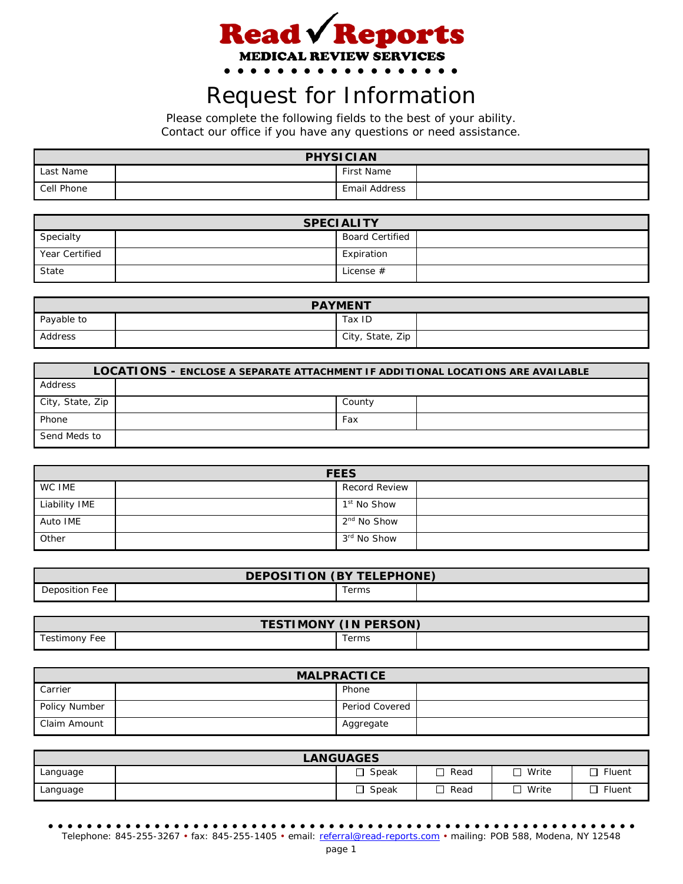# Read ✓ Reports

**MEDICAL REVIEW SERVICES**

## Request for Information

Please complete the following fields to the best of your ability.
Contact our office if you have any questions or need assistance.

| PHYSICIAN | | | |
|---|---|---|---|
| Last Name | | First Name | |
| Cell Phone | | Email Address | |

| SPECIALITY | | | |
|---|---|---|---|
| Specialty | | Board Certified | |
| Year Certified | | Expiration | |
| State | | License # | |

| PAYMENT | | | |
|---|---|---|---|
| Payable to | | Tax ID | |
| Address | | City, State, Zip | |

| LOCATIONS - ENCLOSE A SEPARATE ATTACHMENT IF ADDITIONAL LOCATIONS ARE AVAILABLE | | | |
|---|---|---|---|
| Address | | | |
| City, State, Zip | | County | |
| Phone | | Fax | |
| Send Meds to | | | |

| FEES | | | |
|---|---|---|---|
| WC IME | | Record Review | |
| Liability IME | | 1st No Show | |
| Auto IME | | 2nd No Show | |
| Other | | 3rd No Show | |

| DEPOSITION (BY TELEPHONE) | | | |
|---|---|---|---|
| Deposition Fee | | Terms | |

| TESTIMONY (IN PERSON) | | | |
|---|---|---|---|
| Testimony Fee | | Terms | |

| MALPRACTICE | | | |
|---|---|---|---|
| Carrier | | Phone | |
| Policy Number | | Period Covered | |
| Claim Amount | | Aggregate | |

| LANGUAGES | | | | | |
|---|---|---|---|---|---|
| Language | | ☐ Speak | ☐ Read | ☐ Write | ☐ Fluent |
| Language | | ☐ Speak | ☐ Read | ☐ Write | ☐ Fluent |

Telephone: 845-255-3267 • fax: 845-255-1405 • email: referral@read-reports.com • mailing: POB 588, Modena, NY 12548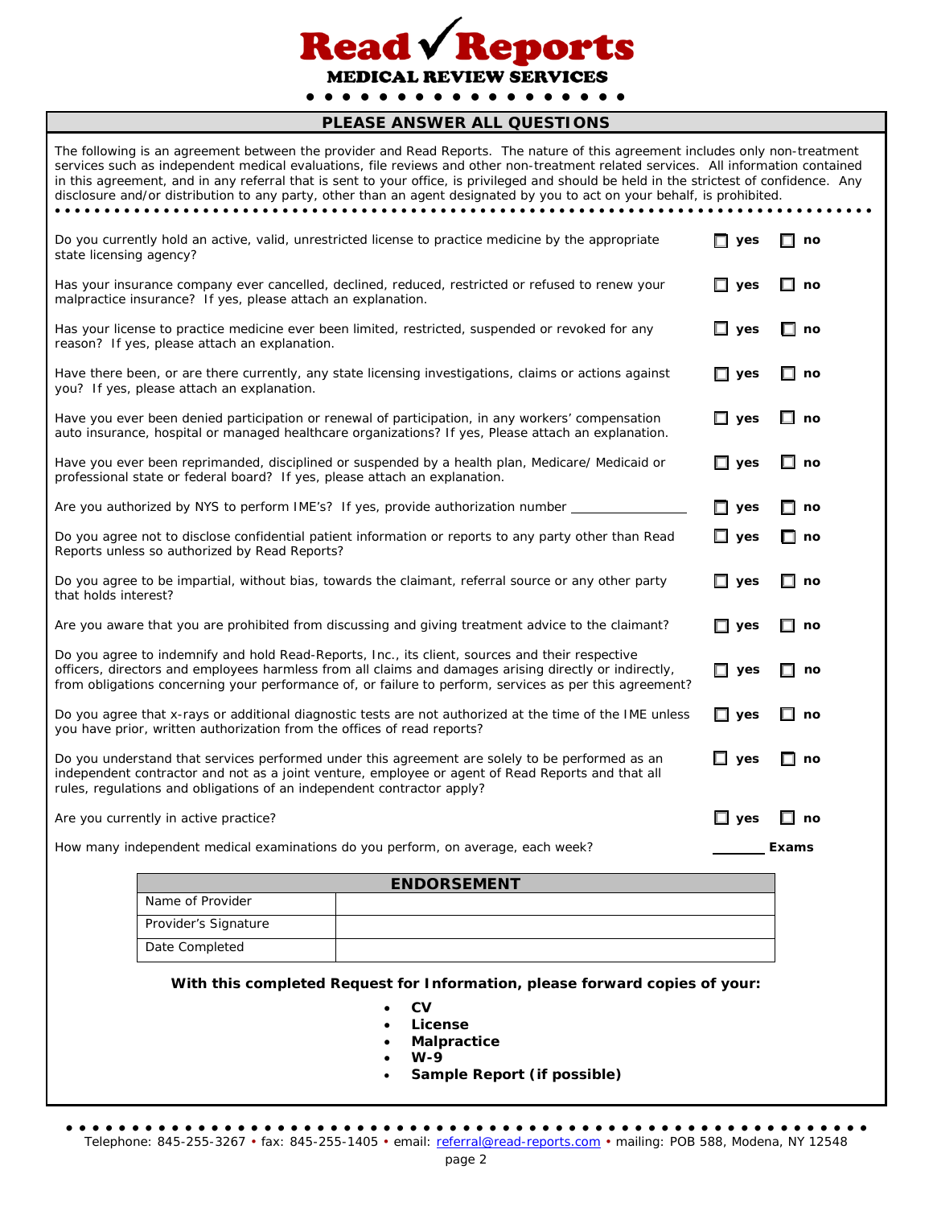# Read✓Reports

## MEDICAL REVIEW SERVICES

### PLEASE ANSWER ALL QUESTIONS

The following is an agreement between the provider and Read Reports. The nature of this agreement includes only non-treatment services such as independent medical evaluations, file reviews and other non-treatment related services. All information contained in this agreement, and in any referral that is sent to your office, is privileged and should be held in the strictest of confidence. Any disclosure and/or distribution to any party, other than an agent designated by you to act on your behalf, is prohibited.

| | | |
|---|---|---|
| Do you currently hold an active, valid, unrestricted license to practice medicine by the appropriate state licensing agency? | ☐ **yes** | ☐ **no** |
| Has your insurance company ever cancelled, declined, reduced, restricted or refused to renew your malpractice insurance? If yes, please attach an explanation. | ☐ **yes** | ☐ **no** |
| Has your license to practice medicine ever been limited, restricted, suspended or revoked for any reason? If yes, please attach an explanation. | ☐ **yes** | ☐ **no** |
| Have there been, or are there currently, any state licensing investigations, claims or actions against you? If yes, please attach an explanation. | ☐ **yes** | ☐ **no** |
| Have you ever been denied participation or renewal of participation, in any workers' compensation auto insurance, hospital or managed healthcare organizations? If yes, Please attach an explanation. | ☐ **yes** | ☐ **no** |
| Have you ever been reprimanded, disciplined or suspended by a health plan, Medicare/ Medicaid or professional state or federal board? If yes, please attach an explanation. | ☐ **yes** | ☐ **no** |
| Are you authorized by NYS to perform IME's? If yes, provide authorization number ______________ | ☐ **yes** | ☐ **no** |
| Do you agree not to disclose confidential patient information or reports to any party other than Read Reports unless so authorized by Read Reports? | ☐ **yes** | ☐ **no** |
| Do you agree to be impartial, without bias, towards the claimant, referral source or any other party that holds interest? | ☐ **yes** | ☐ **no** |
| Are you aware that you are prohibited from discussing and giving treatment advice to the claimant? | ☐ **yes** | ☐ **no** |
| Do you agree to indemnify and hold Read-Reports, Inc., its client, sources and their respective officers, directors and employees harmless from all claims and damages arising directly or indirectly, from obligations concerning your performance of, or failure to perform, services as per this agreement? | ☐ **yes** | ☐ **no** |
| Do you agree that x-rays or additional diagnostic tests are not authorized at the time of the IME unless you have prior, written authorization from the offices of read reports? | ☐ **yes** | ☐ **no** |
| Do you understand that services performed under this agreement are solely to be performed as an independent contractor and not as a joint venture, employee or agent of Read Reports and that all rules, regulations and obligations of an independent contractor apply? | ☐ **yes** | ☐ **no** |
| Are you currently in active practice? | ☐ **yes** | ☐ **no** |
| How many independent medical examinations do you perform, on average, each week? | ________ **Exams** | |

| ENDORSEMENT | |
|---|---|
| Name of Provider | |
| Provider's Signature | |
| Date Completed | |

**With this completed Request for Information, please forward copies of your:**

- **CV**
- **License**
- **Malpractice**
- **W-9**
- **Sample Report (if possible)**

Telephone: 845-255-3267 • fax: 845-255-1405 • email: referral@read-reports.com • mailing: POB 588, Modena, NY 12548